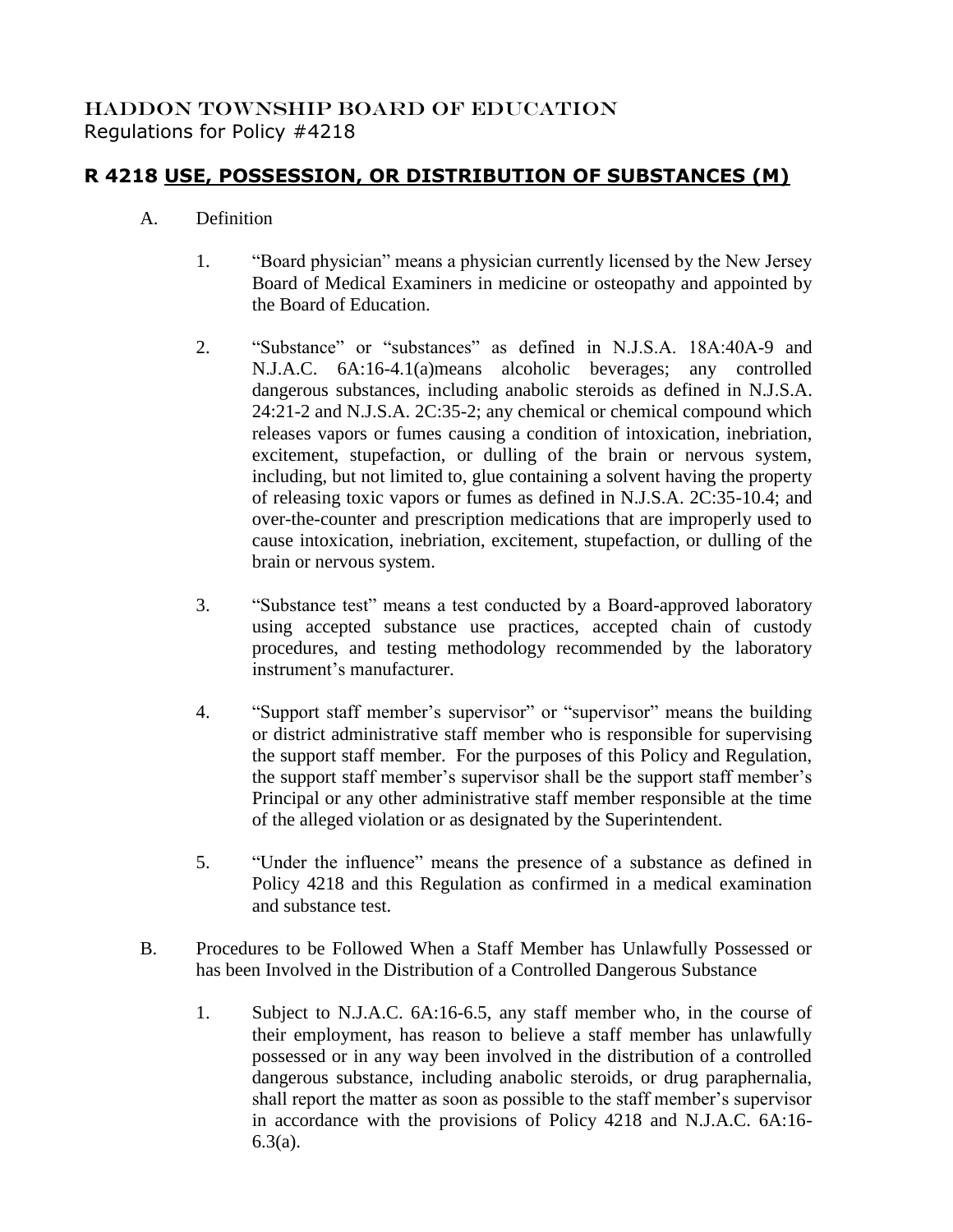HADDON TOWNSHIP BOARD OF EDUCATION
Regulations for Policy #4218

# R 4218 USE, POSSESSION, OR DISTRIBUTION OF SUBSTANCES (M)

A. Definition

1. "Board physician" means a physician currently licensed by the New Jersey Board of Medical Examiners in medicine or osteopathy and appointed by the Board of Education.

2. "Substance" or "substances" as defined in N.J.S.A. 18A:40A-9 and N.J.A.C. 6A:16-4.1(a)means alcoholic beverages; any controlled dangerous substances, including anabolic steroids as defined in N.J.S.A. 24:21-2 and N.J.S.A. 2C:35-2; any chemical or chemical compound which releases vapors or fumes causing a condition of intoxication, inebriation, excitement, stupefaction, or dulling of the brain or nervous system, including, but not limited to, glue containing a solvent having the property of releasing toxic vapors or fumes as defined in N.J.S.A. 2C:35-10.4; and over-the-counter and prescription medications that are improperly used to cause intoxication, inebriation, excitement, stupefaction, or dulling of the brain or nervous system.

3. "Substance test" means a test conducted by a Board-approved laboratory using accepted substance use practices, accepted chain of custody procedures, and testing methodology recommended by the laboratory instrument's manufacturer.

4. "Support staff member's supervisor" or "supervisor" means the building or district administrative staff member who is responsible for supervising the support staff member. For the purposes of this Policy and Regulation, the support staff member's supervisor shall be the support staff member's Principal or any other administrative staff member responsible at the time of the alleged violation or as designated by the Superintendent.

5. "Under the influence" means the presence of a substance as defined in Policy 4218 and this Regulation as confirmed in a medical examination and substance test.

B. Procedures to be Followed When a Staff Member has Unlawfully Possessed or has been Involved in the Distribution of a Controlled Dangerous Substance

1. Subject to N.J.A.C. 6A:16-6.5, any staff member who, in the course of their employment, has reason to believe a staff member has unlawfully possessed or in any way been involved in the distribution of a controlled dangerous substance, including anabolic steroids, or drug paraphernalia, shall report the matter as soon as possible to the staff member's supervisor in accordance with the provisions of Policy 4218 and N.J.A.C. 6A:16-6.3(a).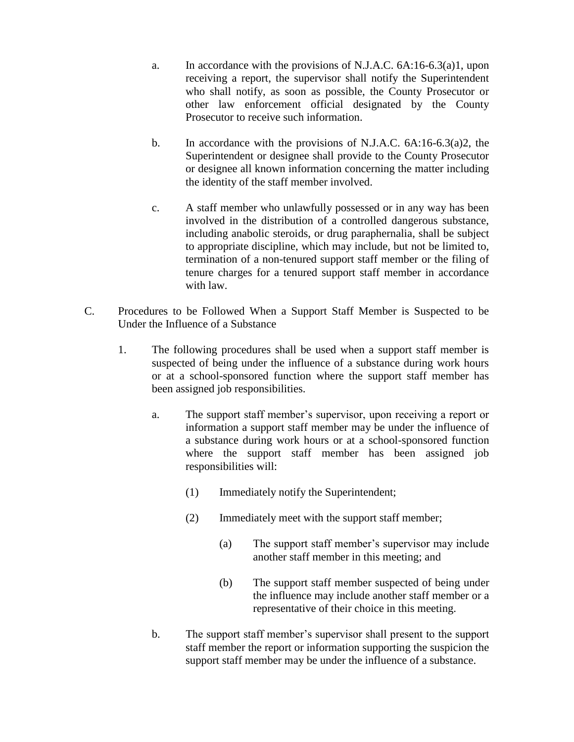a. In accordance with the provisions of N.J.A.C. 6A:16-6.3(a)1, upon receiving a report, the supervisor shall notify the Superintendent who shall notify, as soon as possible, the County Prosecutor or other law enforcement official designated by the County Prosecutor to receive such information.

b. In accordance with the provisions of N.J.A.C. 6A:16-6.3(a)2, the Superintendent or designee shall provide to the County Prosecutor or designee all known information concerning the matter including the identity of the staff member involved.

c. A staff member who unlawfully possessed or in any way has been involved in the distribution of a controlled dangerous substance, including anabolic steroids, or drug paraphernalia, shall be subject to appropriate discipline, which may include, but not be limited to, termination of a non-tenured support staff member or the filing of tenure charges for a tenured support staff member in accordance with law.

C. Procedures to be Followed When a Support Staff Member is Suspected to be Under the Influence of a Substance

1. The following procedures shall be used when a support staff member is suspected of being under the influence of a substance during work hours or at a school-sponsored function where the support staff member has been assigned job responsibilities.

   a. The support staff member's supervisor, upon receiving a report or information a support staff member may be under the influence of a substance during work hours or at a school-sponsored function where the support staff member has been assigned job responsibilities will:

      (1) Immediately notify the Superintendent;

      (2) Immediately meet with the support staff member;

         (a) The support staff member's supervisor may include another staff member in this meeting; and

         (b) The support staff member suspected of being under the influence may include another staff member or a representative of their choice in this meeting.

   b. The support staff member's supervisor shall present to the support staff member the report or information supporting the suspicion the support staff member may be under the influence of a substance.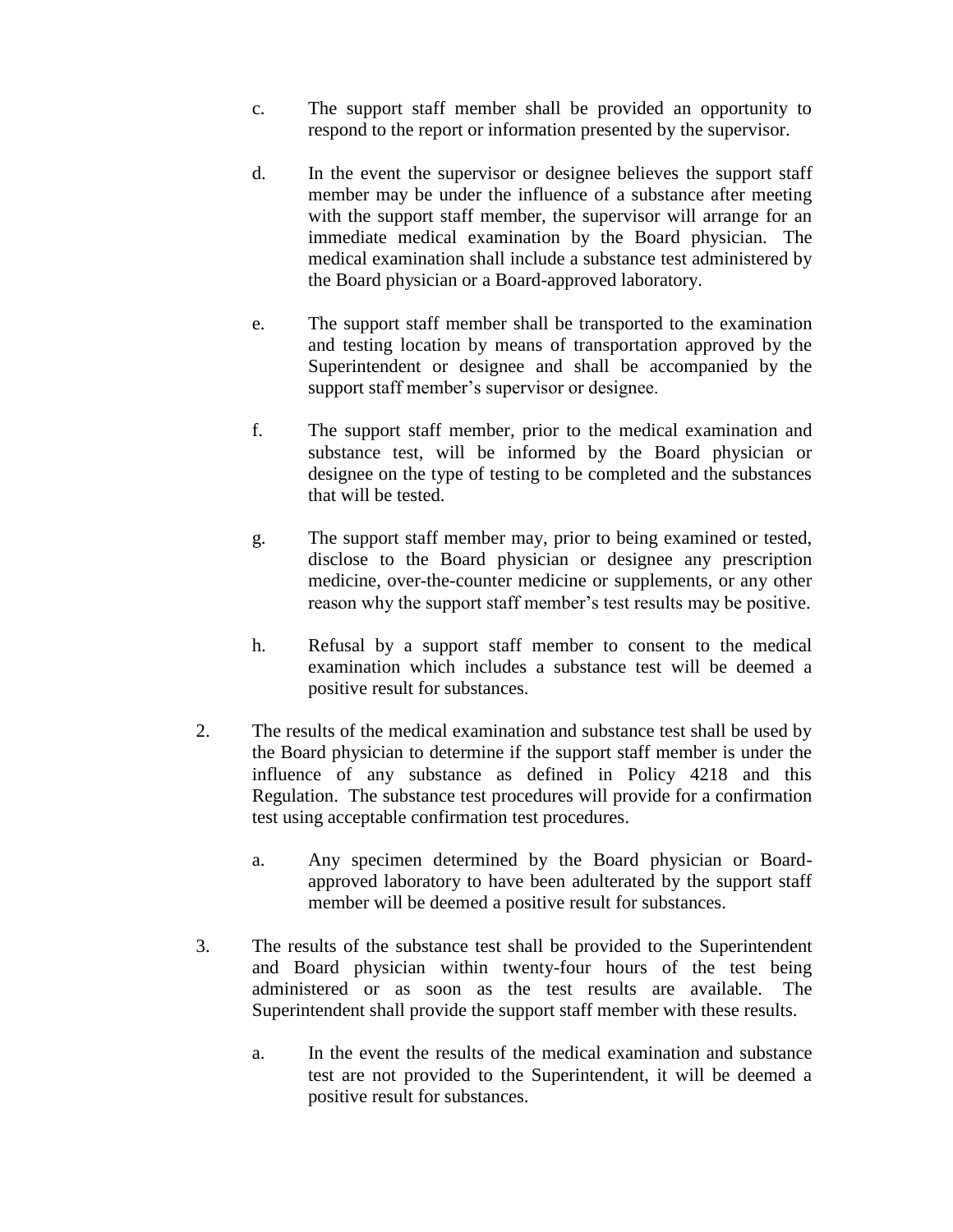c. The support staff member shall be provided an opportunity to respond to the report or information presented by the supervisor.

d. In the event the supervisor or designee believes the support staff member may be under the influence of a substance after meeting with the support staff member, the supervisor will arrange for an immediate medical examination by the Board physician. The medical examination shall include a substance test administered by the Board physician or a Board-approved laboratory.

e. The support staff member shall be transported to the examination and testing location by means of transportation approved by the Superintendent or designee and shall be accompanied by the support staff member's supervisor or designee.

f. The support staff member, prior to the medical examination and substance test, will be informed by the Board physician or designee on the type of testing to be completed and the substances that will be tested.

g. The support staff member may, prior to being examined or tested, disclose to the Board physician or designee any prescription medicine, over-the-counter medicine or supplements, or any other reason why the support staff member's test results may be positive.

h. Refusal by a support staff member to consent to the medical examination which includes a substance test will be deemed a positive result for substances.

2. The results of the medical examination and substance test shall be used by the Board physician to determine if the support staff member is under the influence of any substance as defined in Policy 4218 and this Regulation. The substance test procedures will provide for a confirmation test using acceptable confirmation test procedures.

   a. Any specimen determined by the Board physician or Board-approved laboratory to have been adulterated by the support staff member will be deemed a positive result for substances.

3. The results of the substance test shall be provided to the Superintendent and Board physician within twenty-four hours of the test being administered or as soon as the test results are available. The Superintendent shall provide the support staff member with these results.

   a. In the event the results of the medical examination and substance test are not provided to the Superintendent, it will be deemed a positive result for substances.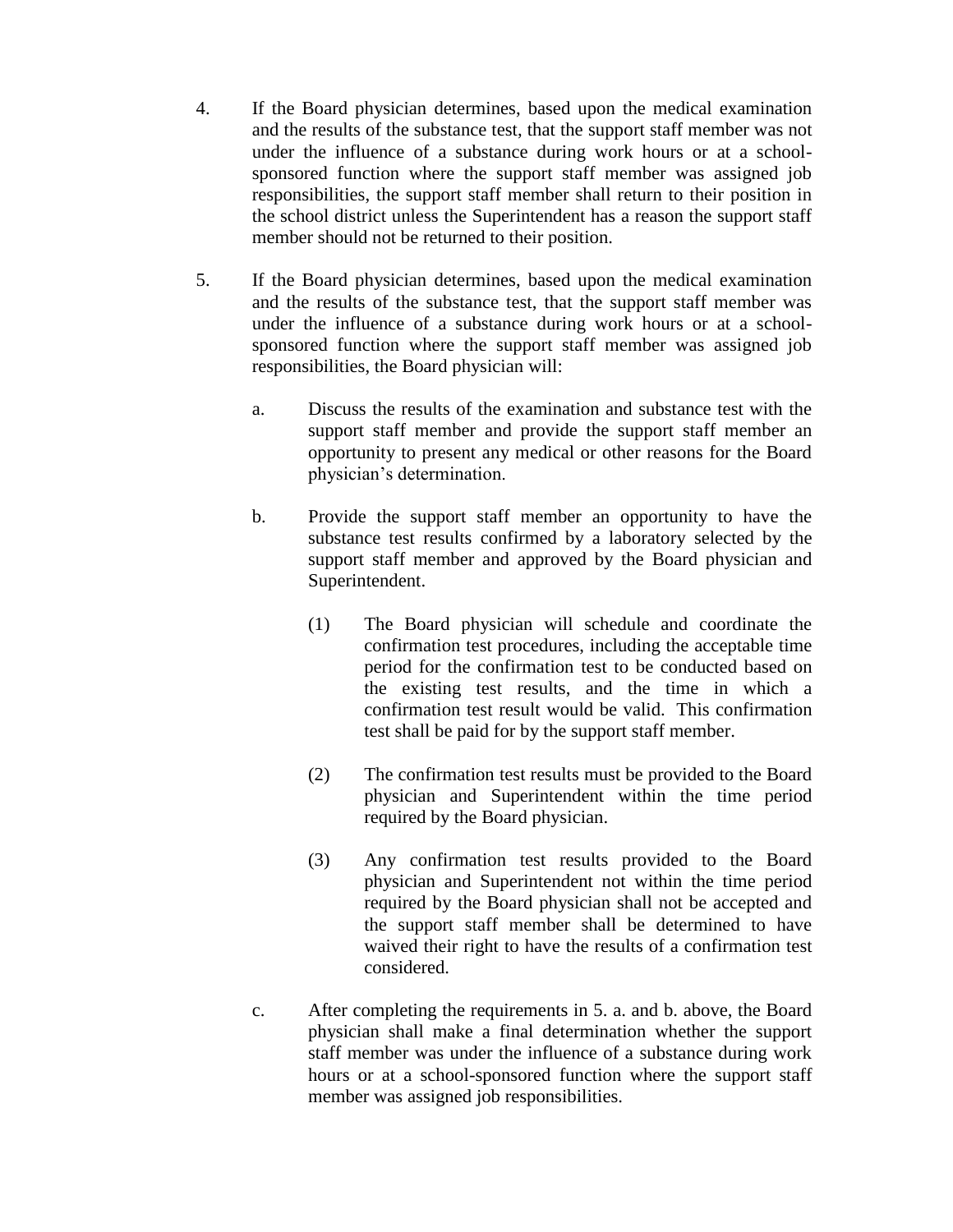4. If the Board physician determines, based upon the medical examination and the results of the substance test, that the support staff member was not under the influence of a substance during work hours or at a school-sponsored function where the support staff member was assigned job responsibilities, the support staff member shall return to their position in the school district unless the Superintendent has a reason the support staff member should not be returned to their position.

5. If the Board physician determines, based upon the medical examination and the results of the substance test, that the support staff member was under the influence of a substance during work hours or at a school-sponsored function where the support staff member was assigned job responsibilities, the Board physician will:

   a. Discuss the results of the examination and substance test with the support staff member and provide the support staff member an opportunity to present any medical or other reasons for the Board physician's determination.

   b. Provide the support staff member an opportunity to have the substance test results confirmed by a laboratory selected by the support staff member and approved by the Board physician and Superintendent.

      (1) The Board physician will schedule and coordinate the confirmation test procedures, including the acceptable time period for the confirmation test to be conducted based on the existing test results, and the time in which a confirmation test result would be valid. This confirmation test shall be paid for by the support staff member.

      (2) The confirmation test results must be provided to the Board physician and Superintendent within the time period required by the Board physician.

      (3) Any confirmation test results provided to the Board physician and Superintendent not within the time period required by the Board physician shall not be accepted and the support staff member shall be determined to have waived their right to have the results of a confirmation test considered.

   c. After completing the requirements in 5. a. and b. above, the Board physician shall make a final determination whether the support staff member was under the influence of a substance during work hours or at a school-sponsored function where the support staff member was assigned job responsibilities.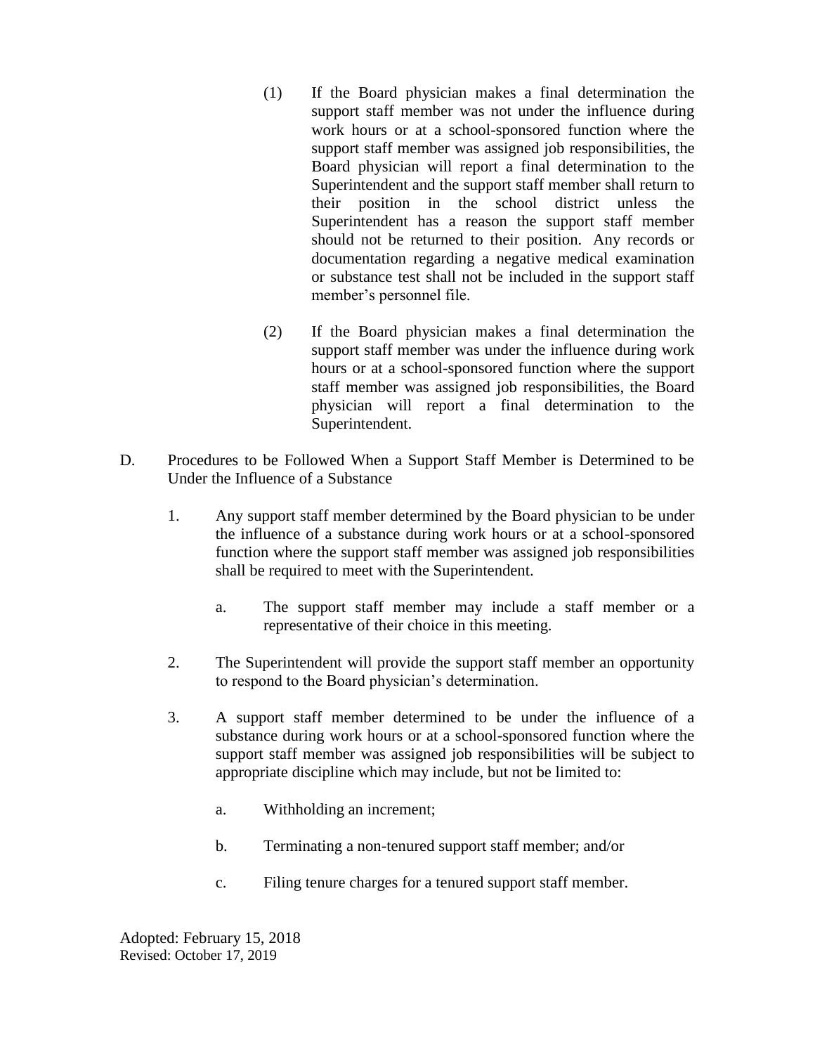(1) If the Board physician makes a final determination the support staff member was not under the influence during work hours or at a school-sponsored function where the support staff member was assigned job responsibilities, the Board physician will report a final determination to the Superintendent and the support staff member shall return to their position in the school district unless the Superintendent has a reason the support staff member should not be returned to their position. Any records or documentation regarding a negative medical examination or substance test shall not be included in the support staff member's personnel file.

(2) If the Board physician makes a final determination the support staff member was under the influence during work hours or at a school-sponsored function where the support staff member was assigned job responsibilities, the Board physician will report a final determination to the Superintendent.

D. Procedures to be Followed When a Support Staff Member is Determined to be Under the Influence of a Substance

1. Any support staff member determined by the Board physician to be under the influence of a substance during work hours or at a school-sponsored function where the support staff member was assigned job responsibilities shall be required to meet with the Superintendent.

   a. The support staff member may include a staff member or a representative of their choice in this meeting.

2. The Superintendent will provide the support staff member an opportunity to respond to the Board physician's determination.

3. A support staff member determined to be under the influence of a substance during work hours or at a school-sponsored function where the support staff member was assigned job responsibilities will be subject to appropriate discipline which may include, but not be limited to:

   a. Withholding an increment;

   b. Terminating a non-tenured support staff member; and/or

   c. Filing tenure charges for a tenured support staff member.

Adopted: February 15, 2018
Revised: October 17, 2019